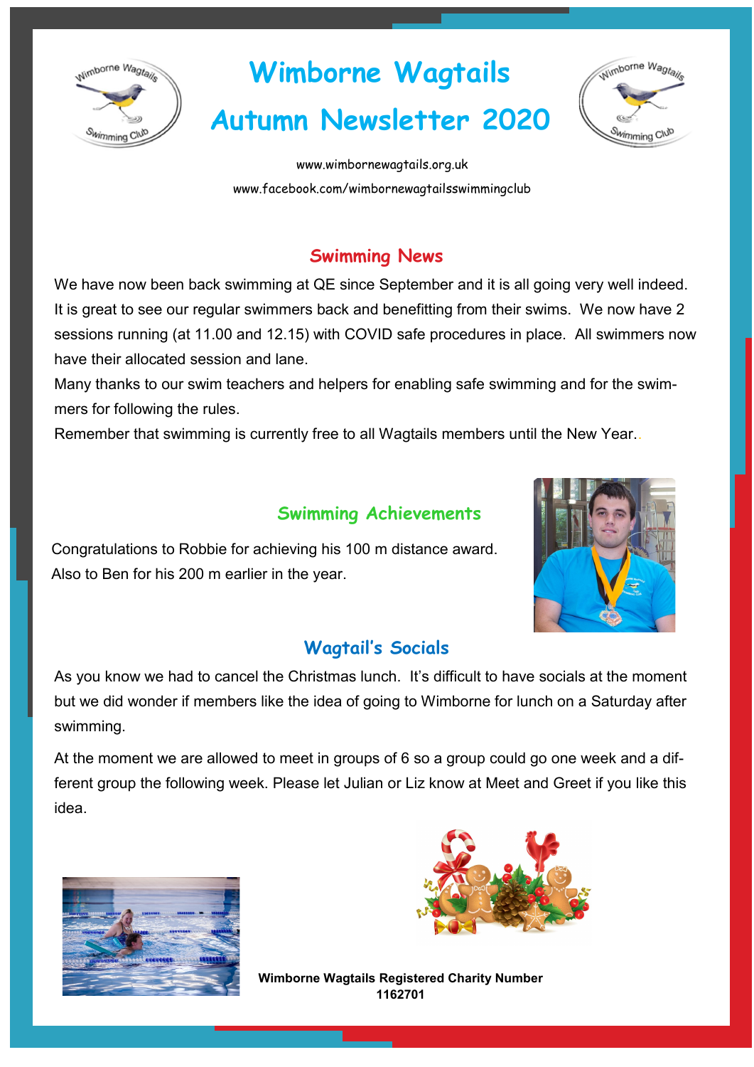# Wimborne Wagtails

# Autumn Newsletter 2020

www.wimbornewagtails.org.uk

www.facebook.com/wimbornewagtailsswimmingclub

## Swimming News

We have now been back swimming at QE since September and it is all going very well indeed. It is great to see our regular swimmers back and benefitting from their swims. We now have 2 sessions running (at 11.00 and 12.15) with COVID safe procedures in place. All swimmers now have their allocated session and lane.

Many thanks to our swim teachers and helpers for enabling safe swimming and for the swimmers for following the rules.

Remember that swimming is currently free to all Wagtails members until the New Year..

## Swimming Achievements

Congratulations to Robbie for achieving his 100 m distance award.
Also to Ben for his 200 m earlier in the year.

## Wagtail's Socials

As you know we had to cancel the Christmas lunch. It's difficult to have socials at the moment but we did wonder if members like the idea of going to Wimborne for lunch on a Saturday after swimming.

At the moment we are allowed to meet in groups of 6 so a group could go one week and a different group the following week. Please let Julian or Liz know at Meet and Greet if you like this idea.

**Wimborne Wagtails Registered Charity Number 1162701**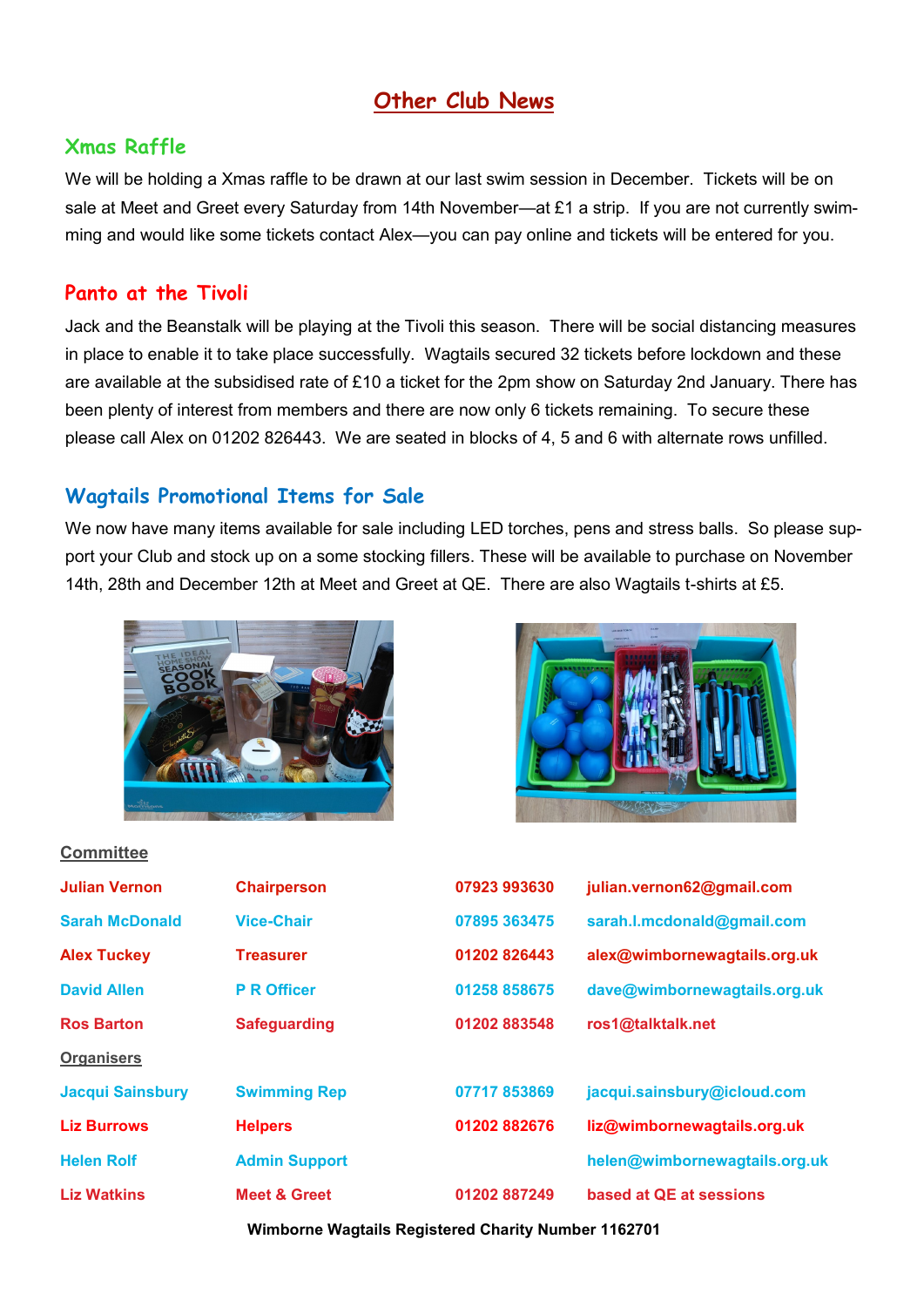# Other Club News

## Xmas Raffle

We will be holding a Xmas raffle to be drawn at our last swim session in December. Tickets will be on sale at Meet and Greet every Saturday from 14th November—at £1 a strip. If you are not currently swimming and would like some tickets contact Alex—you can pay online and tickets will be entered for you.

## Panto at the Tivoli

Jack and the Beanstalk will be playing at the Tivoli this season. There will be social distancing measures in place to enable it to take place successfully. Wagtails secured 32 tickets before lockdown and these are available at the subsidised rate of £10 a ticket for the 2pm show on Saturday 2nd January. There has been plenty of interest from members and there are now only 6 tickets remaining. To secure these please call Alex on 01202 826443. We are seated in blocks of 4, 5 and 6 with alternate rows unfilled.

## Wagtails Promotional Items for Sale

We now have many items available for sale including LED torches, pens and stress balls. So please support your Club and stock up on a some stocking fillers. These will be available to purchase on November 14th, 28th and December 12th at Meet and Greet at QE. There are also Wagtails t-shirts at £5.

| | | | |
|---|---|---|---|
| **Committee** | | | |
| Julian Vernon | Chairperson | 07923 993630 | julian.vernon62@gmail.com |
| Sarah McDonald | Vice-Chair | 07895 363475 | sarah.l.mcdonald@gmail.com |
| Alex Tuckey | Treasurer | 01202 826443 | alex@wimbornewagtails.org.uk |
| David Allen | P R Officer | 01258 858675 | dave@wimbornewagtails.org.uk |
| Ros Barton | Safeguarding | 01202 883548 | ros1@talktalk.net |
| **Organisers** | | | |
| Jacqui Sainsbury | Swimming Rep | 07717 853869 | jacqui.sainsbury@icloud.com |
| Liz Burrows | Helpers | 01202 882676 | liz@wimbornewagtails.org.uk |
| Helen Rolf | Admin Support | | helen@wimbornewagtails.org.uk |
| Liz Watkins | Meet & Greet | 01202 887249 | based at QE at sessions |

**Wimborne Wagtails Registered Charity Number 1162701**